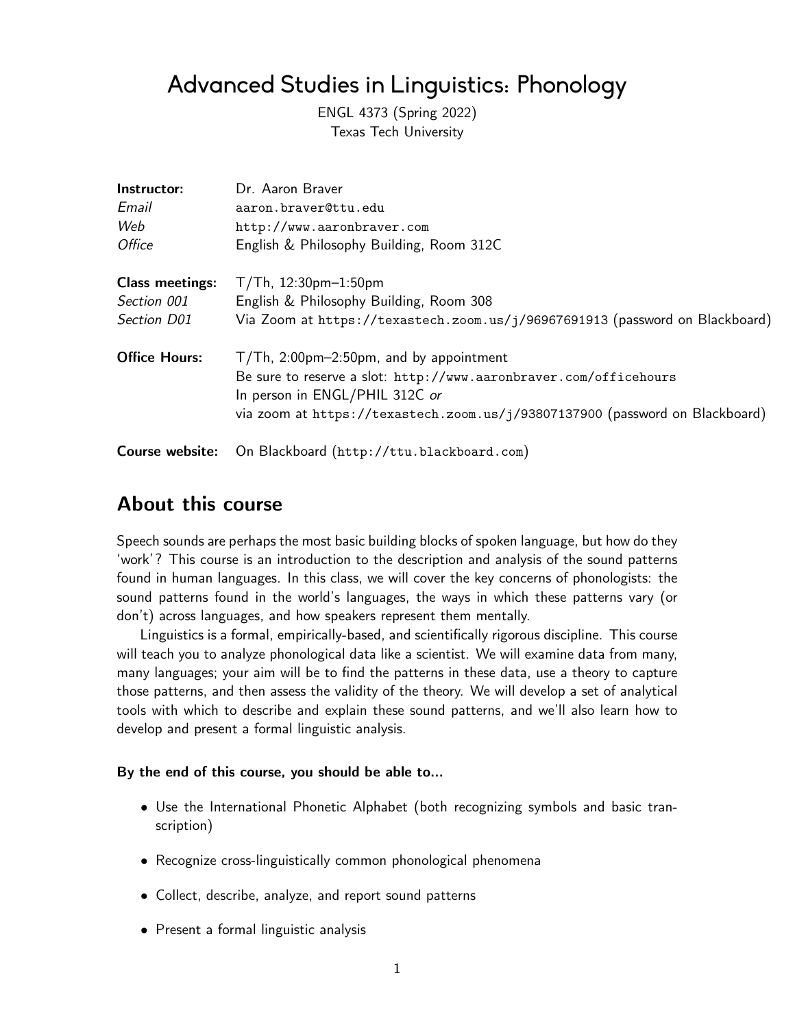# Advanced Studies in Linguistics: Phonology

ENGL 4373 (Spring 2022)
Texas Tech University

| | |
|---|---|
| **Instructor:** | Dr. Aaron Braver |
| *Email* | aaron.braver@ttu.edu |
| *Web* | http://www.aaronbraver.com |
| *Office* | English & Philosophy Building, Room 312C |
| **Class meetings:** | T/Th, 12:30pm–1:50pm |
| *Section 001* | English & Philosophy Building, Room 308 |
| *Section D01* | Via Zoom at https://texastech.zoom.us/j/96967691913 (password on Blackboard) |
| **Office Hours:** | T/Th, 2:00pm–2:50pm, and by appointment<br>Be sure to reserve a slot: http://www.aaronbraver.com/officehours<br>In person in ENGL/PHIL 312C *or*<br>via zoom at https://texastech.zoom.us/j/93807137900 (password on Blackboard) |
| **Course website:** | On Blackboard (http://ttu.blackboard.com) |

## About this course

Speech sounds are perhaps the most basic building blocks of spoken language, but how do they 'work'? This course is an introduction to the description and analysis of the sound patterns found in human languages. In this class, we will cover the key concerns of phonologists: the sound patterns found in the world's languages, the ways in which these patterns vary (or don't) across languages, and how speakers represent them mentally.

Linguistics is a formal, empirically-based, and scientifically rigorous discipline. This course will teach you to analyze phonological data like a scientist. We will examine data from many, many languages; your aim will be to find the patterns in these data, use a theory to capture those patterns, and then assess the validity of the theory. We will develop a set of analytical tools with which to describe and explain these sound patterns, and we'll also learn how to develop and present a formal linguistic analysis.

**By the end of this course, you should be able to...**

- Use the International Phonetic Alphabet (both recognizing symbols and basic transcription)
- Recognize cross-linguistically common phonological phenomena
- Collect, describe, analyze, and report sound patterns
- Present a formal linguistic analysis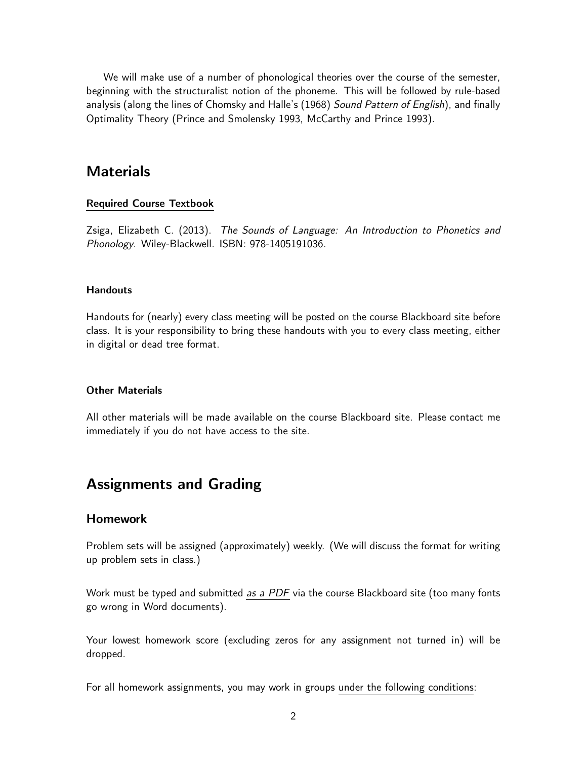We will make use of a number of phonological theories over the course of the semester, beginning with the structuralist notion of the phoneme. This will be followed by rule-based analysis (along the lines of Chomsky and Halle's (1968) *Sound Pattern of English*), and finally Optimality Theory (Prince and Smolensky 1993, McCarthy and Prince 1993).

# Materials

### Required Course Textbook

Zsiga, Elizabeth C. (2013). *The Sounds of Language: An Introduction to Phonetics and Phonology*. Wiley-Blackwell. ISBN: 978-1405191036.

### Handouts

Handouts for (nearly) every class meeting will be posted on the course Blackboard site before class. It is your responsibility to bring these handouts with you to every class meeting, either in digital or dead tree format.

### Other Materials

All other materials will be made available on the course Blackboard site. Please contact me immediately if you do not have access to the site.

# Assignments and Grading

## Homework

Problem sets will be assigned (approximately) weekly. (We will discuss the format for writing up problem sets in class.)

Work must be typed and submitted *as a PDF* via the course Blackboard site (too many fonts go wrong in Word documents).

Your lowest homework score (excluding zeros for any assignment not turned in) will be dropped.

For all homework assignments, you may work in groups under the following conditions: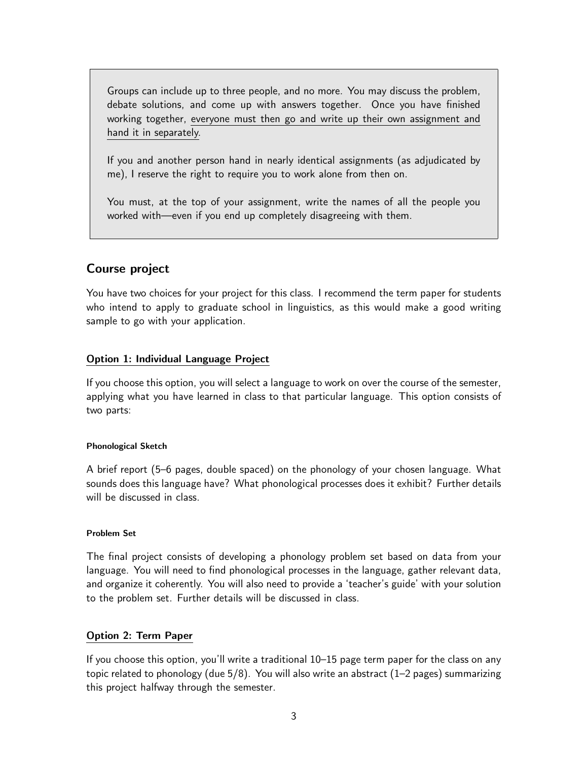Groups can include up to three people, and no more. You may discuss the problem, debate solutions, and come up with answers together. Once you have finished working together, <u>everyone must then go and write up their own assignment and hand it in separately</u>.

If you and another person hand in nearly identical assignments (as adjudicated by me), I reserve the right to require you to work alone from then on.

You must, at the top of your assignment, write the names of all the people you worked with—even if you end up completely disagreeing with them.

## Course project

You have two choices for your project for this class. I recommend the term paper for students who intend to apply to graduate school in linguistics, as this would make a good writing sample to go with your application.

### Option 1: Individual Language Project

If you choose this option, you will select a language to work on over the course of the semester, applying what you have learned in class to that particular language. This option consists of two parts:

#### Phonological Sketch

A brief report (5–6 pages, double spaced) on the phonology of your chosen language. What sounds does this language have? What phonological processes does it exhibit? Further details will be discussed in class.

#### Problem Set

The final project consists of developing a phonology problem set based on data from your language. You will need to find phonological processes in the language, gather relevant data, and organize it coherently. You will also need to provide a 'teacher's guide' with your solution to the problem set. Further details will be discussed in class.

### Option 2: Term Paper

If you choose this option, you'll write a traditional 10–15 page term paper for the class on any topic related to phonology (due 5/8). You will also write an abstract (1–2 pages) summarizing this project halfway through the semester.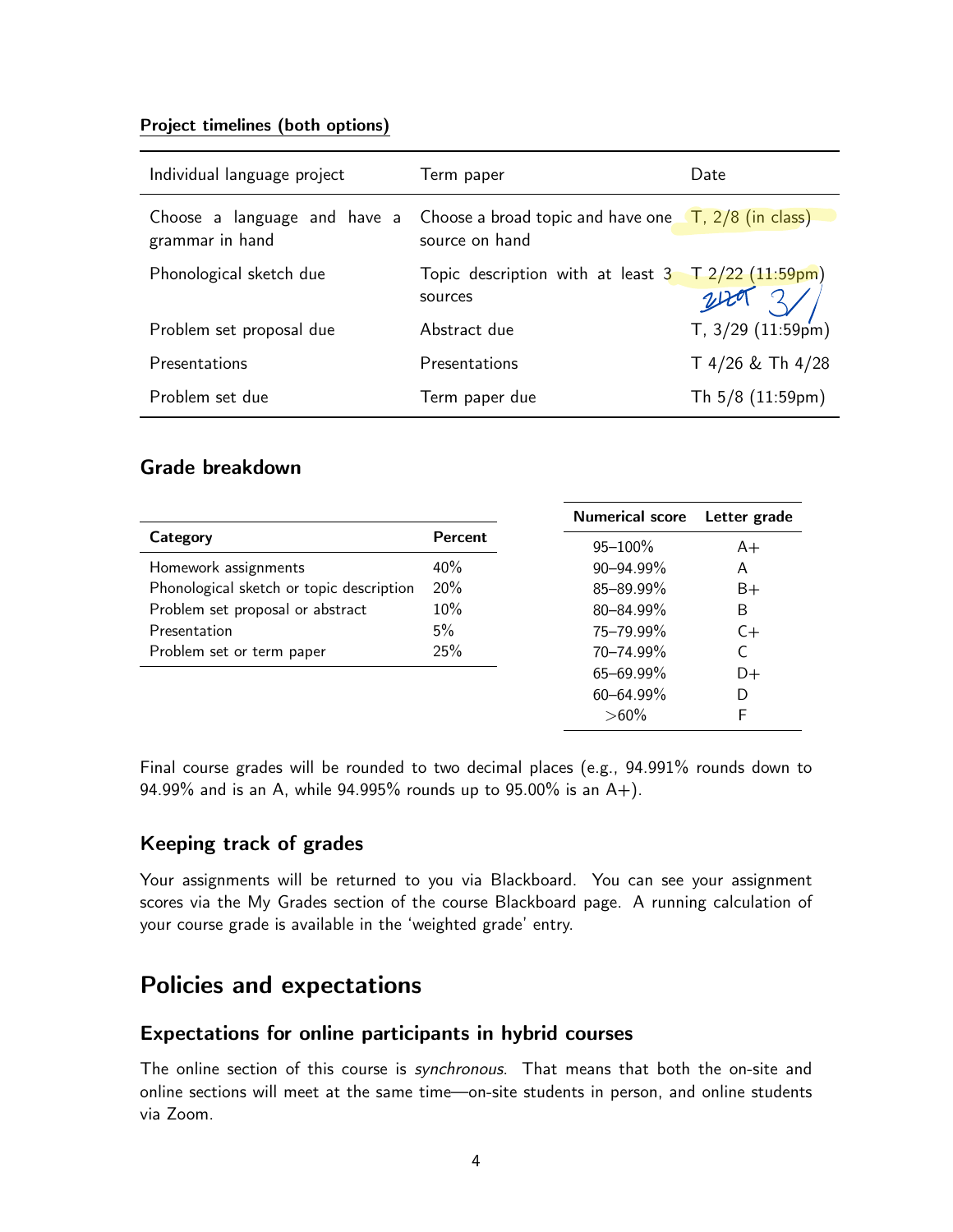**Project timelines (both options)**

| Individual language project | Term paper | Date |
|---|---|---|
| Choose a language and have a grammar in hand | Choose a broad topic and have one source on hand | T, 2/8 (in class) |
| Phonological sketch due | Topic description with at least 3 sources | T 2/22 (11:59pm) 2/20 3/1 |
| Problem set proposal due | Abstract due | T, 3/29 (11:59pm) |
| Presentations | Presentations | T 4/26 & Th 4/28 |
| Problem set due | Term paper due | Th 5/8 (11:59pm) |

## Grade breakdown

| Category | Percent |
|---|---|
| Homework assignments | 40% |
| Phonological sketch or topic description | 20% |
| Problem set proposal or abstract | 10% |
| Presentation | 5% |
| Problem set or term paper | 25% |

| Numerical score | Letter grade |
|---|---|
| 95–100% | A+ |
| 90–94.99% | A |
| 85–89.99% | B+ |
| 80–84.99% | B |
| 75–79.99% | C+ |
| 70–74.99% | C |
| 65–69.99% | D+ |
| 60–64.99% | D |
| >60% | F |

Final course grades will be rounded to two decimal places (e.g., 94.991% rounds down to 94.99% and is an A, while 94.995% rounds up to 95.00% is an A+).

## Keeping track of grades

Your assignments will be returned to you via Blackboard. You can see your assignment scores via the My Grades section of the course Blackboard page. A running calculation of your course grade is available in the 'weighted grade' entry.

# Policies and expectations

## Expectations for online participants in hybrid courses

The online section of this course is *synchronous*. That means that both the on-site and online sections will meet at the same time—on-site students in person, and online students via Zoom.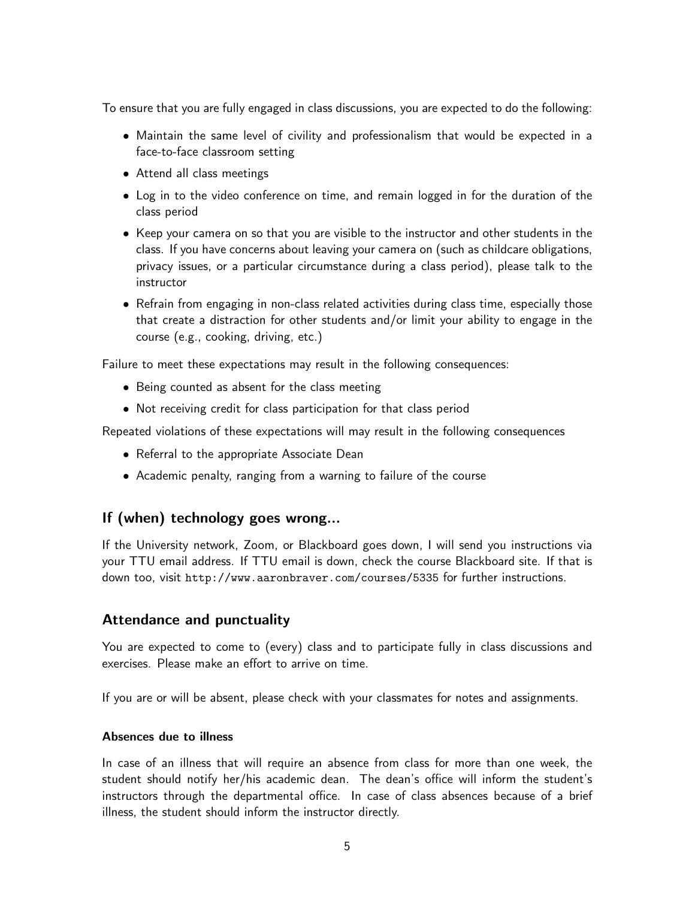To ensure that you are fully engaged in class discussions, you are expected to do the following:

- Maintain the same level of civility and professionalism that would be expected in a face-to-face classroom setting
- Attend all class meetings
- Log in to the video conference on time, and remain logged in for the duration of the class period
- Keep your camera on so that you are visible to the instructor and other students in the class. If you have concerns about leaving your camera on (such as childcare obligations, privacy issues, or a particular circumstance during a class period), please talk to the instructor
- Refrain from engaging in non-class related activities during class time, especially those that create a distraction for other students and/or limit your ability to engage in the course (e.g., cooking, driving, etc.)

Failure to meet these expectations may result in the following consequences:

- Being counted as absent for the class meeting
- Not receiving credit for class participation for that class period

Repeated violations of these expectations will may result in the following consequences

- Referral to the appropriate Associate Dean
- Academic penalty, ranging from a warning to failure of the course

## If (when) technology goes wrong...

If the University network, Zoom, or Blackboard goes down, I will send you instructions via your TTU email address. If TTU email is down, check the course Blackboard site. If that is down too, visit `http://www.aaronbraver.com/courses/5335` for further instructions.

## Attendance and punctuality

You are expected to come to (every) class and to participate fully in class discussions and exercises. Please make an effort to arrive on time.

If you are or will be absent, please check with your classmates for notes and assignments.

### Absences due to illness

In case of an illness that will require an absence from class for more than one week, the student should notify her/his academic dean. The dean's office will inform the student's instructors through the departmental office. In case of class absences because of a brief illness, the student should inform the instructor directly.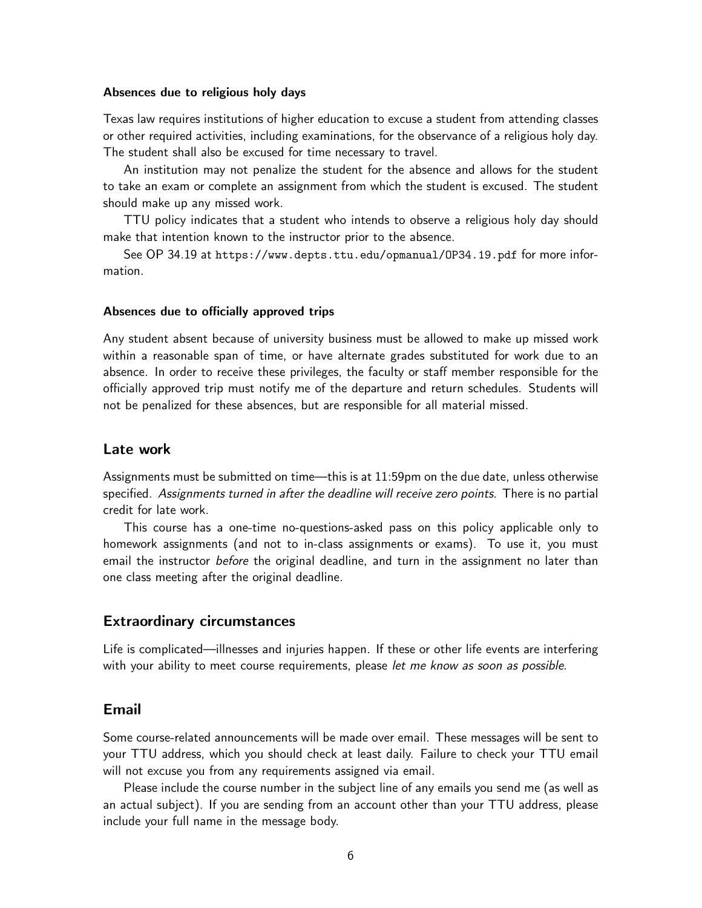#### Absences due to religious holy days

Texas law requires institutions of higher education to excuse a student from attending classes or other required activities, including examinations, for the observance of a religious holy day. The student shall also be excused for time necessary to travel.

An institution may not penalize the student for the absence and allows for the student to take an exam or complete an assignment from which the student is excused. The student should make up any missed work.

TTU policy indicates that a student who intends to observe a religious holy day should make that intention known to the instructor prior to the absence.

See OP 34.19 at `https://www.depts.ttu.edu/opmanual/OP34.19.pdf` for more information.

#### Absences due to officially approved trips

Any student absent because of university business must be allowed to make up missed work within a reasonable span of time, or have alternate grades substituted for work due to an absence. In order to receive these privileges, the faculty or staff member responsible for the officially approved trip must notify me of the departure and return schedules. Students will not be penalized for these absences, but are responsible for all material missed.

### Late work

Assignments must be submitted on time—this is at 11:59pm on the due date, unless otherwise specified. *Assignments turned in after the deadline will receive zero points.* There is no partial credit for late work.

This course has a one-time no-questions-asked pass on this policy applicable only to homework assignments (and not to in-class assignments or exams). To use it, you must email the instructor *before* the original deadline, and turn in the assignment no later than one class meeting after the original deadline.

### Extraordinary circumstances

Life is complicated—illnesses and injuries happen. If these or other life events are interfering with your ability to meet course requirements, please *let me know as soon as possible.*

### Email

Some course-related announcements will be made over email. These messages will be sent to your TTU address, which you should check at least daily. Failure to check your TTU email will not excuse you from any requirements assigned via email.

Please include the course number in the subject line of any emails you send me (as well as an actual subject). If you are sending from an account other than your TTU address, please include your full name in the message body.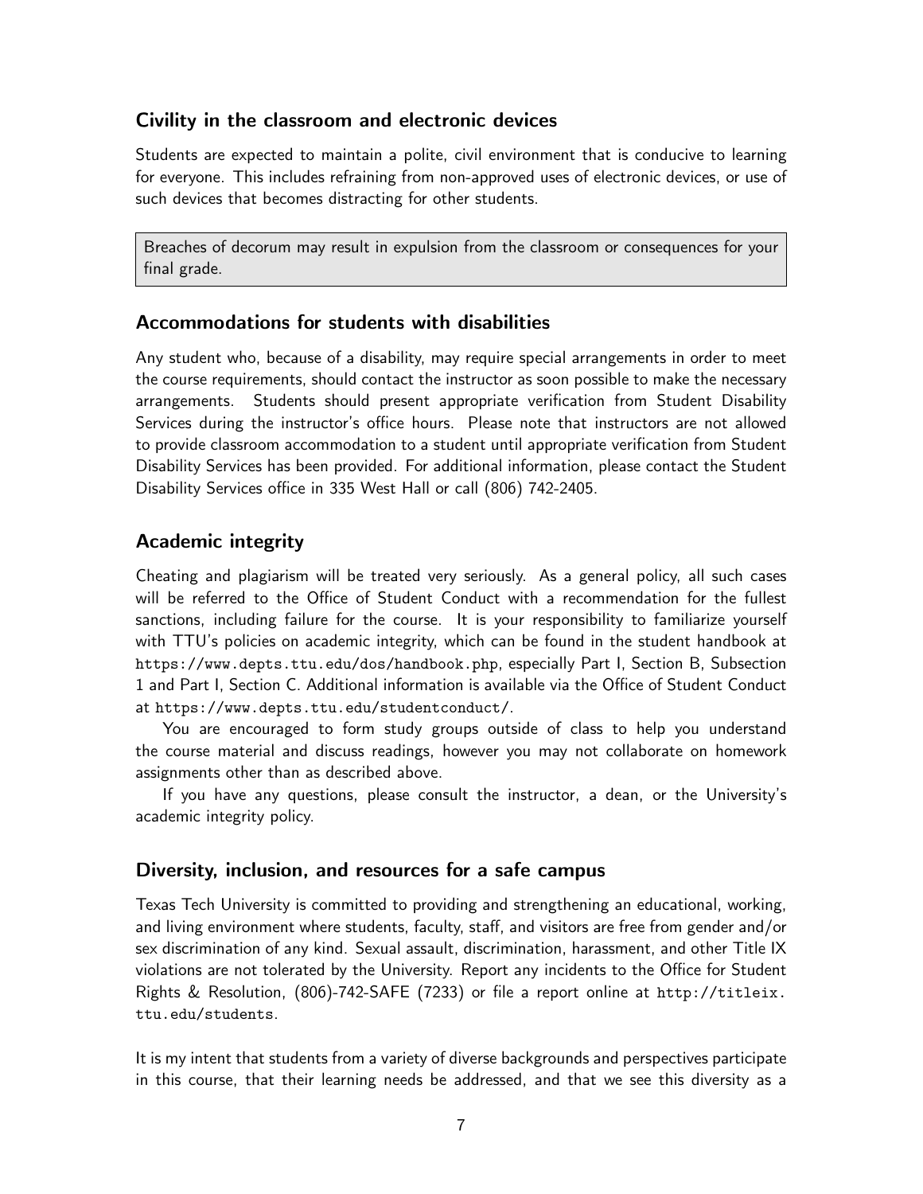## Civility in the classroom and electronic devices

Students are expected to maintain a polite, civil environment that is conducive to learning for everyone. This includes refraining from non-approved uses of electronic devices, or use of such devices that becomes distracting for other students.

> Breaches of decorum may result in expulsion from the classroom or consequences for your final grade.

## Accommodations for students with disabilities

Any student who, because of a disability, may require special arrangements in order to meet the course requirements, should contact the instructor as soon possible to make the necessary arrangements. Students should present appropriate verification from Student Disability Services during the instructor's office hours. Please note that instructors are not allowed to provide classroom accommodation to a student until appropriate verification from Student Disability Services has been provided. For additional information, please contact the Student Disability Services office in 335 West Hall or call (806) 742-2405.

## Academic integrity

Cheating and plagiarism will be treated very seriously. As a general policy, all such cases will be referred to the Office of Student Conduct with a recommendation for the fullest sanctions, including failure for the course. It is your responsibility to familiarize yourself with TTU's policies on academic integrity, which can be found in the student handbook at `https://www.depts.ttu.edu/dos/handbook.php`, especially Part I, Section B, Subsection 1 and Part I, Section C. Additional information is available via the Office of Student Conduct at `https://www.depts.ttu.edu/studentconduct/`.

You are encouraged to form study groups outside of class to help you understand the course material and discuss readings, however you may not collaborate on homework assignments other than as described above.

If you have any questions, please consult the instructor, a dean, or the University's academic integrity policy.

## Diversity, inclusion, and resources for a safe campus

Texas Tech University is committed to providing and strengthening an educational, working, and living environment where students, faculty, staff, and visitors are free from gender and/or sex discrimination of any kind. Sexual assault, discrimination, harassment, and other Title IX violations are not tolerated by the University. Report any incidents to the Office for Student Rights & Resolution, (806)-742-SAFE (7233) or file a report online at `http://titleix.ttu.edu/students`.

It is my intent that students from a variety of diverse backgrounds and perspectives participate in this course, that their learning needs be addressed, and that we see this diversity as a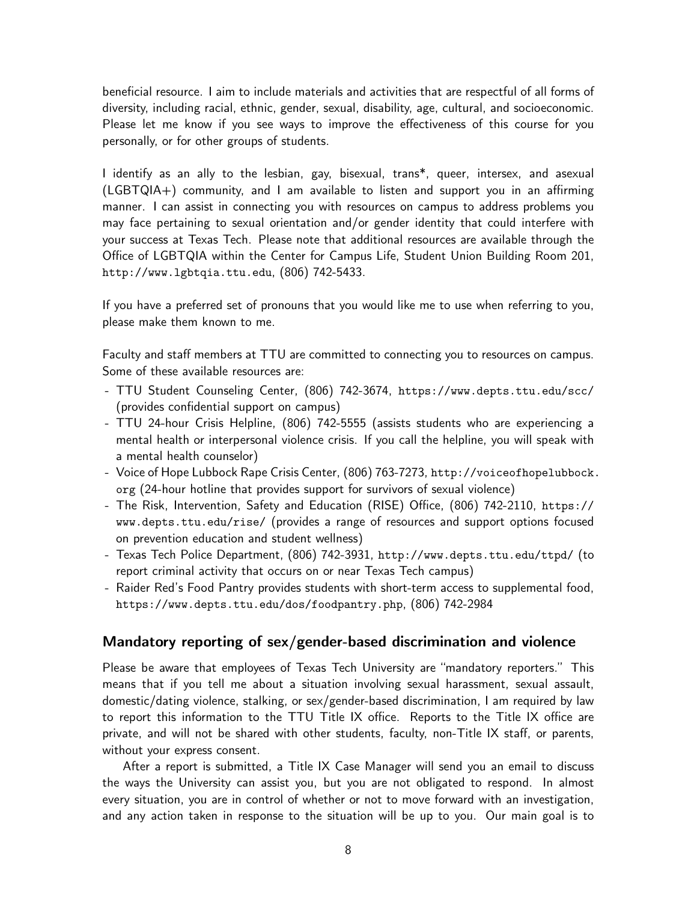beneficial resource. I aim to include materials and activities that are respectful of all forms of diversity, including racial, ethnic, gender, sexual, disability, age, cultural, and socioeconomic. Please let me know if you see ways to improve the effectiveness of this course for you personally, or for other groups of students.

I identify as an ally to the lesbian, gay, bisexual, trans*, queer, intersex, and asexual (LGBTQIA+) community, and I am available to listen and support you in an affirming manner. I can assist in connecting you with resources on campus to address problems you may face pertaining to sexual orientation and/or gender identity that could interfere with your success at Texas Tech. Please note that additional resources are available through the Office of LGBTQIA within the Center for Campus Life, Student Union Building Room 201, http://www.lgbtqia.ttu.edu, (806) 742-5433.

If you have a preferred set of pronouns that you would like me to use when referring to you, please make them known to me.

Faculty and staff members at TTU are committed to connecting you to resources on campus. Some of these available resources are:

- TTU Student Counseling Center, (806) 742-3674, https://www.depts.ttu.edu/scc/ (provides confidential support on campus)
- TTU 24-hour Crisis Helpline, (806) 742-5555 (assists students who are experiencing a mental health or interpersonal violence crisis. If you call the helpline, you will speak with a mental health counselor)
- Voice of Hope Lubbock Rape Crisis Center, (806) 763-7273, http://voiceofhopelubbock.org (24-hour hotline that provides support for survivors of sexual violence)
- The Risk, Intervention, Safety and Education (RISE) Office, (806) 742-2110, https://www.depts.ttu.edu/rise/ (provides a range of resources and support options focused on prevention education and student wellness)
- Texas Tech Police Department, (806) 742-3931, http://www.depts.ttu.edu/ttpd/ (to report criminal activity that occurs on or near Texas Tech campus)
- Raider Red's Food Pantry provides students with short-term access to supplemental food, https://www.depts.ttu.edu/dos/foodpantry.php, (806) 742-2984

## Mandatory reporting of sex/gender-based discrimination and violence

Please be aware that employees of Texas Tech University are "mandatory reporters." This means that if you tell me about a situation involving sexual harassment, sexual assault, domestic/dating violence, stalking, or sex/gender-based discrimination, I am required by law to report this information to the TTU Title IX office. Reports to the Title IX office are private, and will not be shared with other students, faculty, non-Title IX staff, or parents, without your express consent.

After a report is submitted, a Title IX Case Manager will send you an email to discuss the ways the University can assist you, but you are not obligated to respond. In almost every situation, you are in control of whether or not to move forward with an investigation, and any action taken in response to the situation will be up to you. Our main goal is to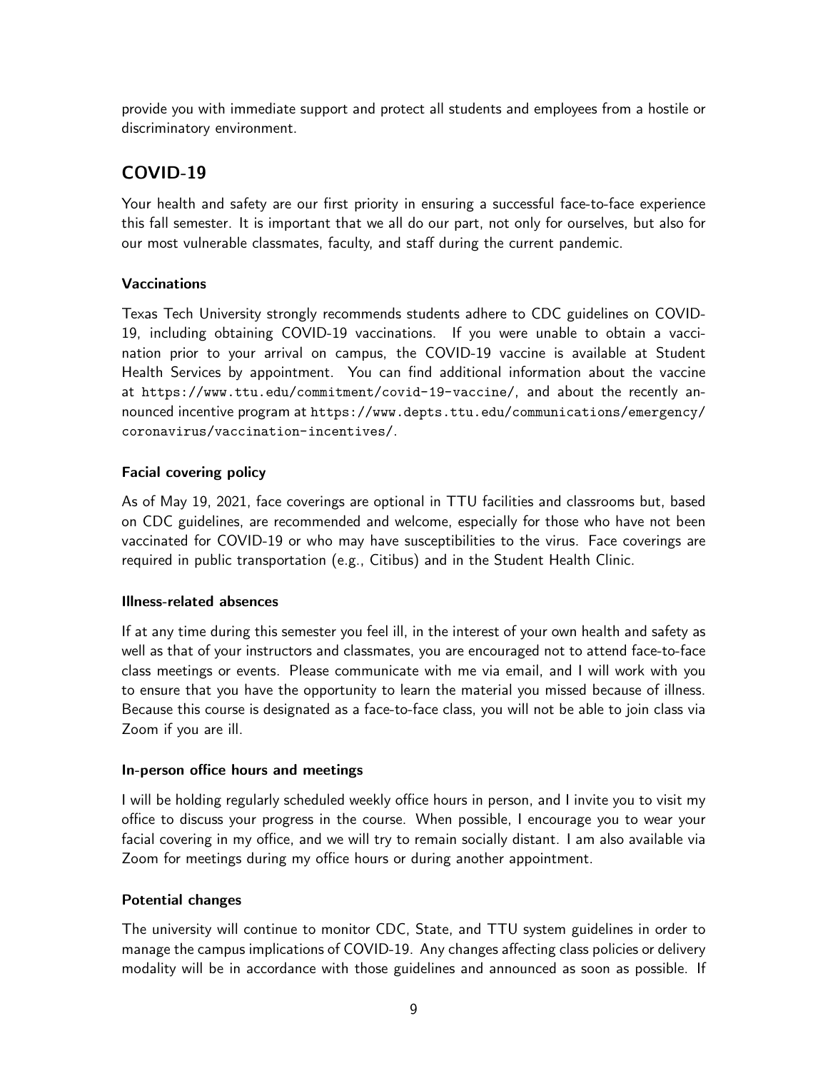provide you with immediate support and protect all students and employees from a hostile or discriminatory environment.

## COVID-19

Your health and safety are our first priority in ensuring a successful face-to-face experience this fall semester. It is important that we all do our part, not only for ourselves, but also for our most vulnerable classmates, faculty, and staff during the current pandemic.

### Vaccinations

Texas Tech University strongly recommends students adhere to CDC guidelines on COVID-19, including obtaining COVID-19 vaccinations. If you were unable to obtain a vaccination prior to your arrival on campus, the COVID-19 vaccine is available at Student Health Services by appointment. You can find additional information about the vaccine at https://www.ttu.edu/commitment/covid-19-vaccine/, and about the recently announced incentive program at https://www.depts.ttu.edu/communications/emergency/coronavirus/vaccination-incentives/.

### Facial covering policy

As of May 19, 2021, face coverings are optional in TTU facilities and classrooms but, based on CDC guidelines, are recommended and welcome, especially for those who have not been vaccinated for COVID-19 or who may have susceptibilities to the virus. Face coverings are required in public transportation (e.g., Citibus) and in the Student Health Clinic.

### Illness-related absences

If at any time during this semester you feel ill, in the interest of your own health and safety as well as that of your instructors and classmates, you are encouraged not to attend face-to-face class meetings or events. Please communicate with me via email, and I will work with you to ensure that you have the opportunity to learn the material you missed because of illness. Because this course is designated as a face-to-face class, you will not be able to join class via Zoom if you are ill.

### In-person office hours and meetings

I will be holding regularly scheduled weekly office hours in person, and I invite you to visit my office to discuss your progress in the course. When possible, I encourage you to wear your facial covering in my office, and we will try to remain socially distant. I am also available via Zoom for meetings during my office hours or during another appointment.

### Potential changes

The university will continue to monitor CDC, State, and TTU system guidelines in order to manage the campus implications of COVID-19. Any changes affecting class policies or delivery modality will be in accordance with those guidelines and announced as soon as possible. If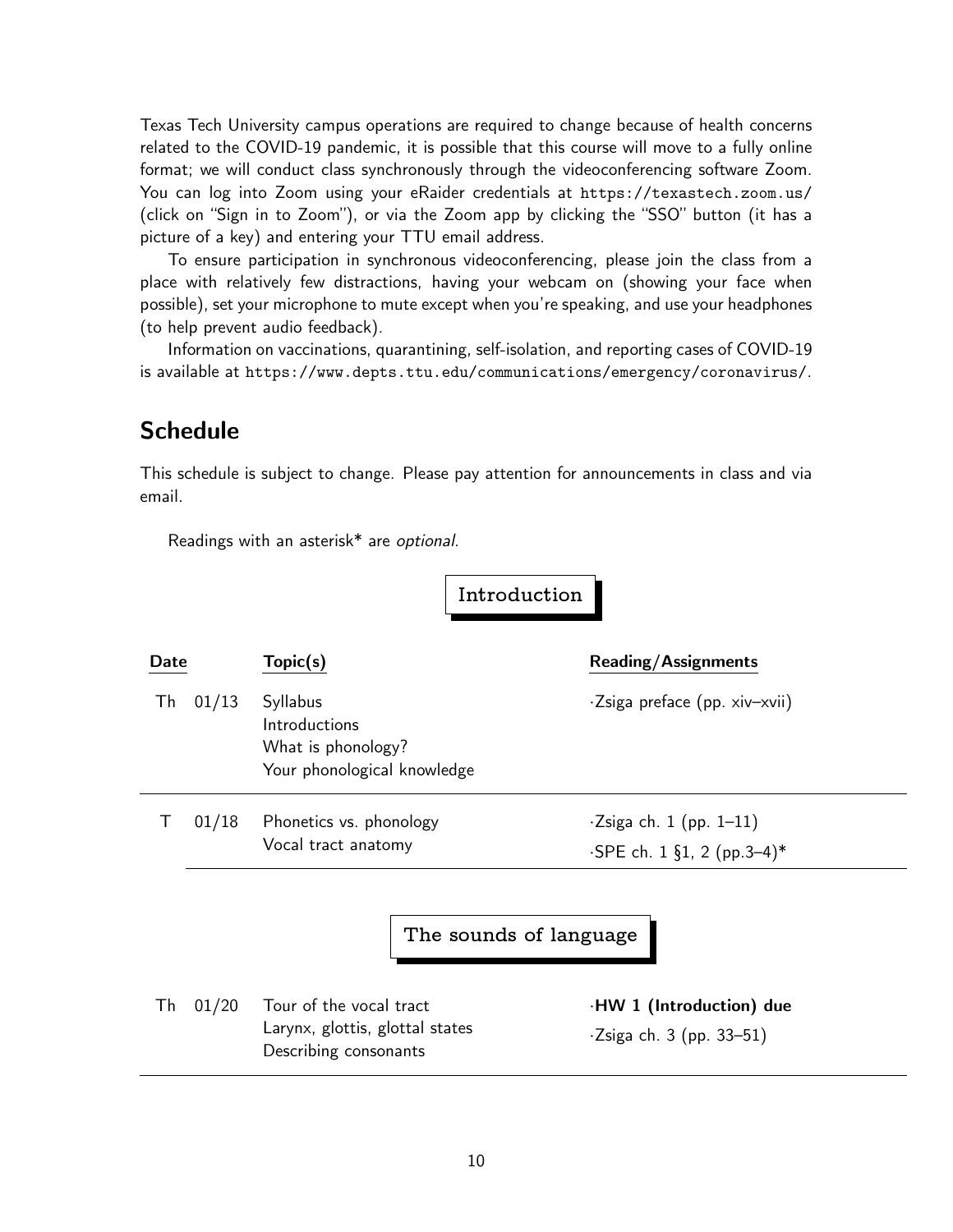Texas Tech University campus operations are required to change because of health concerns related to the COVID-19 pandemic, it is possible that this course will move to a fully online format; we will conduct class synchronously through the videoconferencing software Zoom. You can log into Zoom using your eRaider credentials at https://texastech.zoom.us/ (click on "Sign in to Zoom"), or via the Zoom app by clicking the "SSO" button (it has a picture of a key) and entering your TTU email address.

To ensure participation in synchronous videoconferencing, please join the class from a place with relatively few distractions, having your webcam on (showing your face when possible), set your microphone to mute except when you're speaking, and use your headphones (to help prevent audio feedback).

Information on vaccinations, quarantining, self-isolation, and reporting cases of COVID-19 is available at https://www.depts.ttu.edu/communications/emergency/coronavirus/.

## Schedule

This schedule is subject to change. Please pay attention for announcements in class and via email.

Readings with an asterisk* are *optional*.

### Introduction

| Date | | Topic(s) | Reading/Assignments |
|---|---|---|---|
| Th | 01/13 | Syllabus<br>Introductions<br>What is phonology?<br>Your phonological knowledge | ·Zsiga preface (pp. xiv–xvii) |
| T | 01/18 | Phonetics vs. phonology<br>Vocal tract anatomy | ·Zsiga ch. 1 (pp. 1–11)<br>·SPE ch. 1 §1, 2 (pp.3–4)* |

### The sounds of language

| Date | | Topic(s) | Reading/Assignments |
|---|---|---|---|
| Th | 01/20 | Tour of the vocal tract<br>Larynx, glottis, glottal states<br>Describing consonants | ·**HW 1 (Introduction) due**<br>·Zsiga ch. 3 (pp. 33–51) |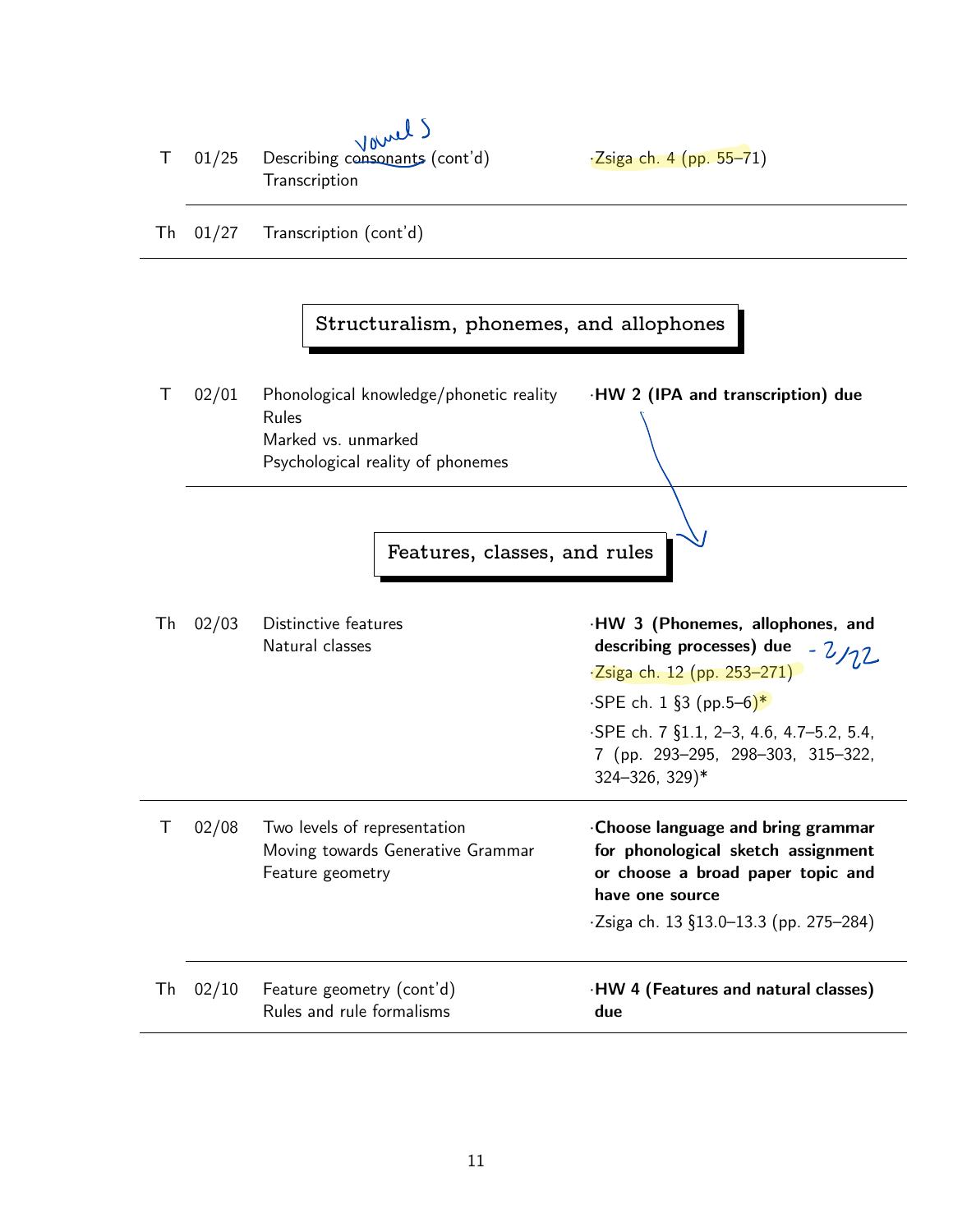| | | | |
|---|---|---|---|
| T | 01/25 | Describing consonants (cont'd)<br>Transcription | ·Zsiga ch. 4 (pp. 55–71) |
| Th | 01/27 | Transcription (cont'd) | |

## Structuralism, phonemes, and allophones

| | | | |
|---|---|---|---|
| T | 02/01 | Phonological knowledge/phonetic reality<br>Rules<br>Marked vs. unmarked<br>Psychological reality of phonemes | ·**HW 2 (IPA and transcription) due** |

## Features, classes, and rules

| | | | |
|---|---|---|---|
| Th | 02/03 | Distinctive features<br>Natural classes | ·**HW 3 (Phonemes, allophones, and describing processes) due**<br>·Zsiga ch. 12 (pp. 253–271)<br>·SPE ch. 1 §3 (pp.5–6)*<br>·SPE ch. 7 §1.1, 2–3, 4.6, 4.7–5.2, 5.4, 7 (pp. 293–295, 298–303, 315–322, 324–326, 329)* |
| T | 02/08 | Two levels of representation<br>Moving towards Generative Grammar<br>Feature geometry | ·**Choose language and bring grammar for phonological sketch assignment or choose a broad paper topic and have one source**<br>·Zsiga ch. 13 §13.0–13.3 (pp. 275–284) |
| Th | 02/10 | Feature geometry (cont'd)<br>Rules and rule formalisms | ·**HW 4 (Features and natural classes) due** |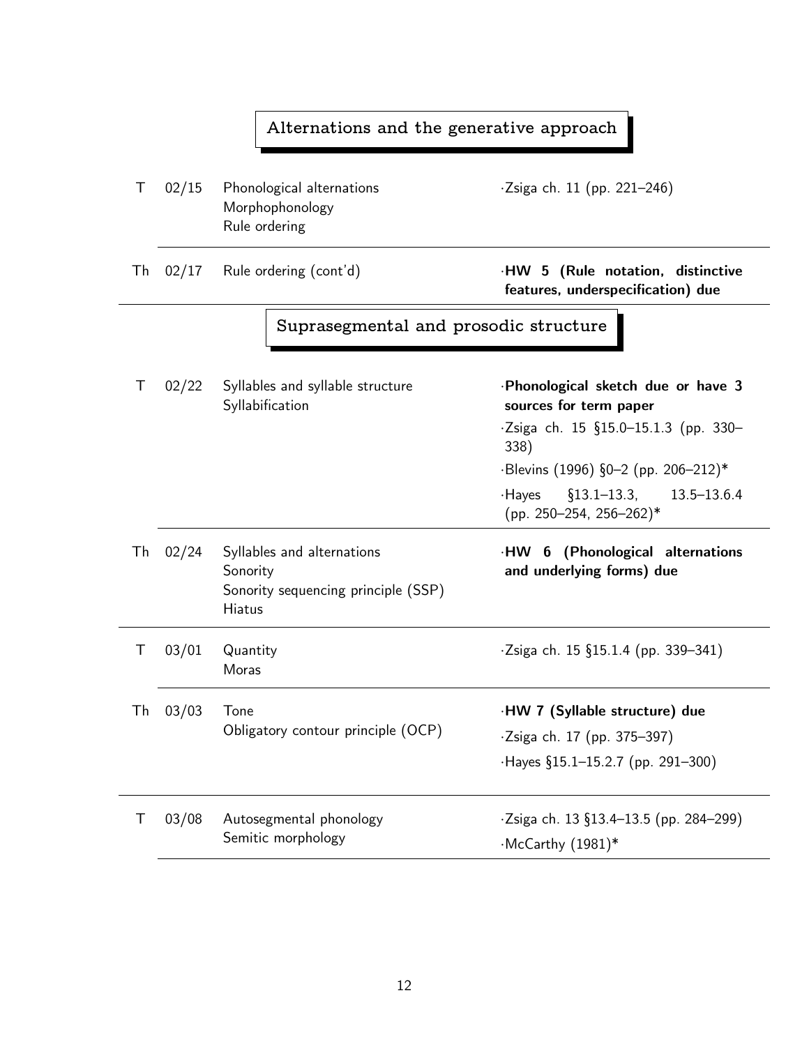## Alternations and the generative approach

| | | | |
|---|---|---|---|
| T | 02/15 | Phonological alternations<br>Morphophonology<br>Rule ordering | ·Zsiga ch. 11 (pp. 221–246) |
| Th | 02/17 | Rule ordering (cont'd) | **·HW 5 (Rule notation, distinctive features, underspecification) due** |

## Suprasegmental and prosodic structure

| | | | |
|---|---|---|---|
| T | 02/22 | Syllables and syllable structure<br>Syllabification | **·Phonological sketch due or have 3 sources for term paper**<br>·Zsiga ch. 15 §15.0–15.1.3 (pp. 330–338)<br>·Blevins (1996) §0–2 (pp. 206–212)*<br>·Hayes §13.1–13.3, 13.5–13.6.4 (pp. 250–254, 256–262)* |
| Th | 02/24 | Syllables and alternations<br>Sonority<br>Sonority sequencing principle (SSP)<br>Hiatus | **·HW 6 (Phonological alternations and underlying forms) due** |
| T | 03/01 | Quantity<br>Moras | ·Zsiga ch. 15 §15.1.4 (pp. 339–341) |
| Th | 03/03 | Tone<br>Obligatory contour principle (OCP) | **·HW 7 (Syllable structure) due**<br>·Zsiga ch. 17 (pp. 375–397)<br>·Hayes §15.1–15.2.7 (pp. 291–300) |
| T | 03/08 | Autosegmental phonology<br>Semitic morphology | ·Zsiga ch. 13 §13.4–13.5 (pp. 284–299)<br>·McCarthy (1981)* |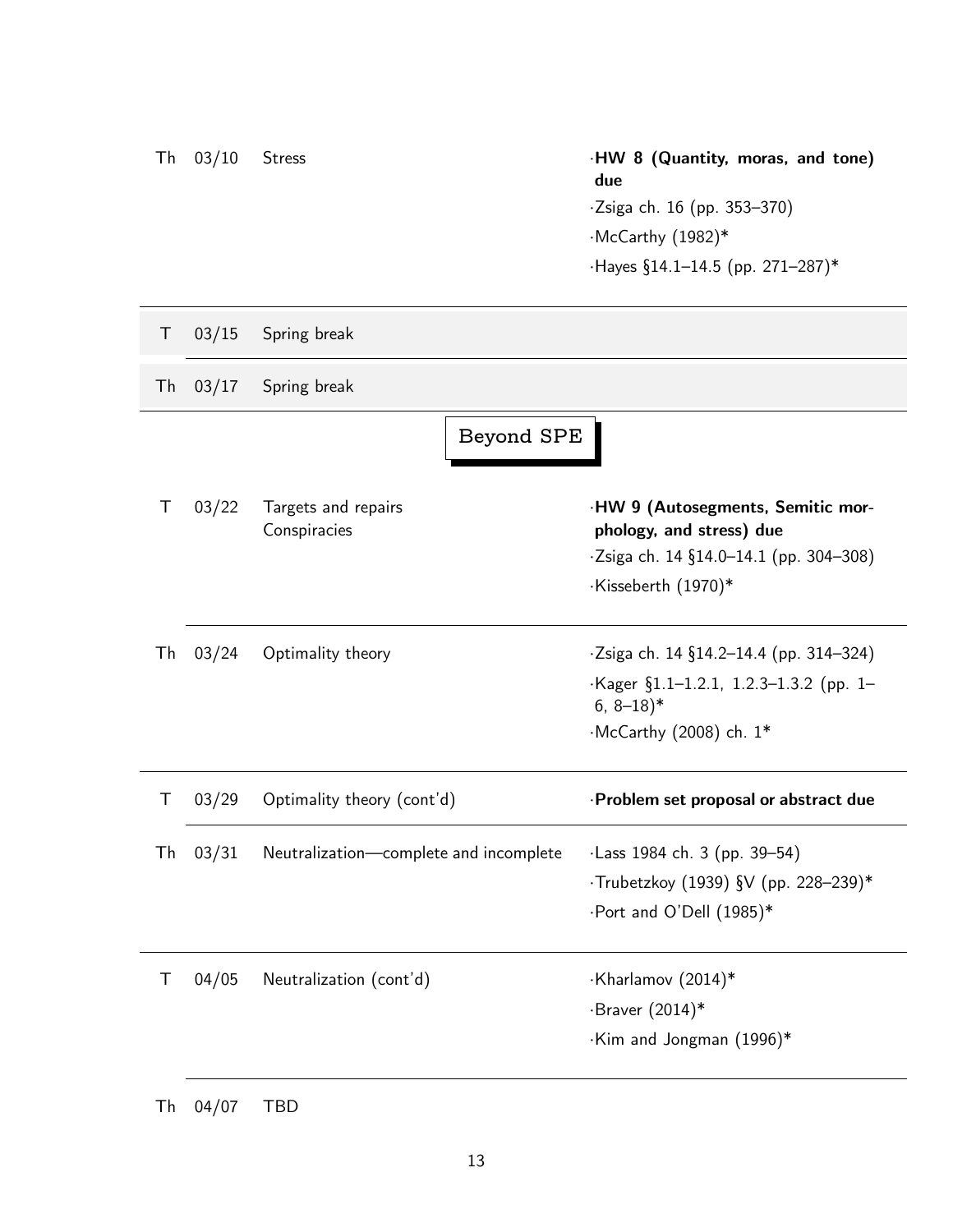| | | | |
|---|---|---|---|
| Th | 03/10 | Stress | ·**HW 8 (Quantity, moras, and tone) due**<br>·Zsiga ch. 16 (pp. 353–370)<br>·McCarthy (1982)*<br>·Hayes §14.1–14.5 (pp. 271–287)* |
| T | 03/15 | Spring break | |
| Th | 03/17 | Spring break | |

## Beyond SPE

| | | | |
|---|---|---|---|
| T | 03/22 | Targets and repairs<br>Conspiracies | ·**HW 9 (Autosegments, Semitic morphology, and stress) due**<br>·Zsiga ch. 14 §14.0–14.1 (pp. 304–308)<br>·Kisseberth (1970)* |
| Th | 03/24 | Optimality theory | ·Zsiga ch. 14 §14.2–14.4 (pp. 314–324)<br>·Kager §1.1–1.2.1, 1.2.3–1.3.2 (pp. 1–6, 8–18)*<br>·McCarthy (2008) ch. 1* |
| T | 03/29 | Optimality theory (cont'd) | ·**Problem set proposal or abstract due** |
| Th | 03/31 | Neutralization—complete and incomplete | ·Lass 1984 ch. 3 (pp. 39–54)<br>·Trubetzkoy (1939) §V (pp. 228–239)*<br>·Port and O'Dell (1985)* |
| T | 04/05 | Neutralization (cont'd) | ·Kharlamov (2014)*<br>·Braver (2014)*<br>·Kim and Jongman (1996)* |
| Th | 04/07 | TBD | |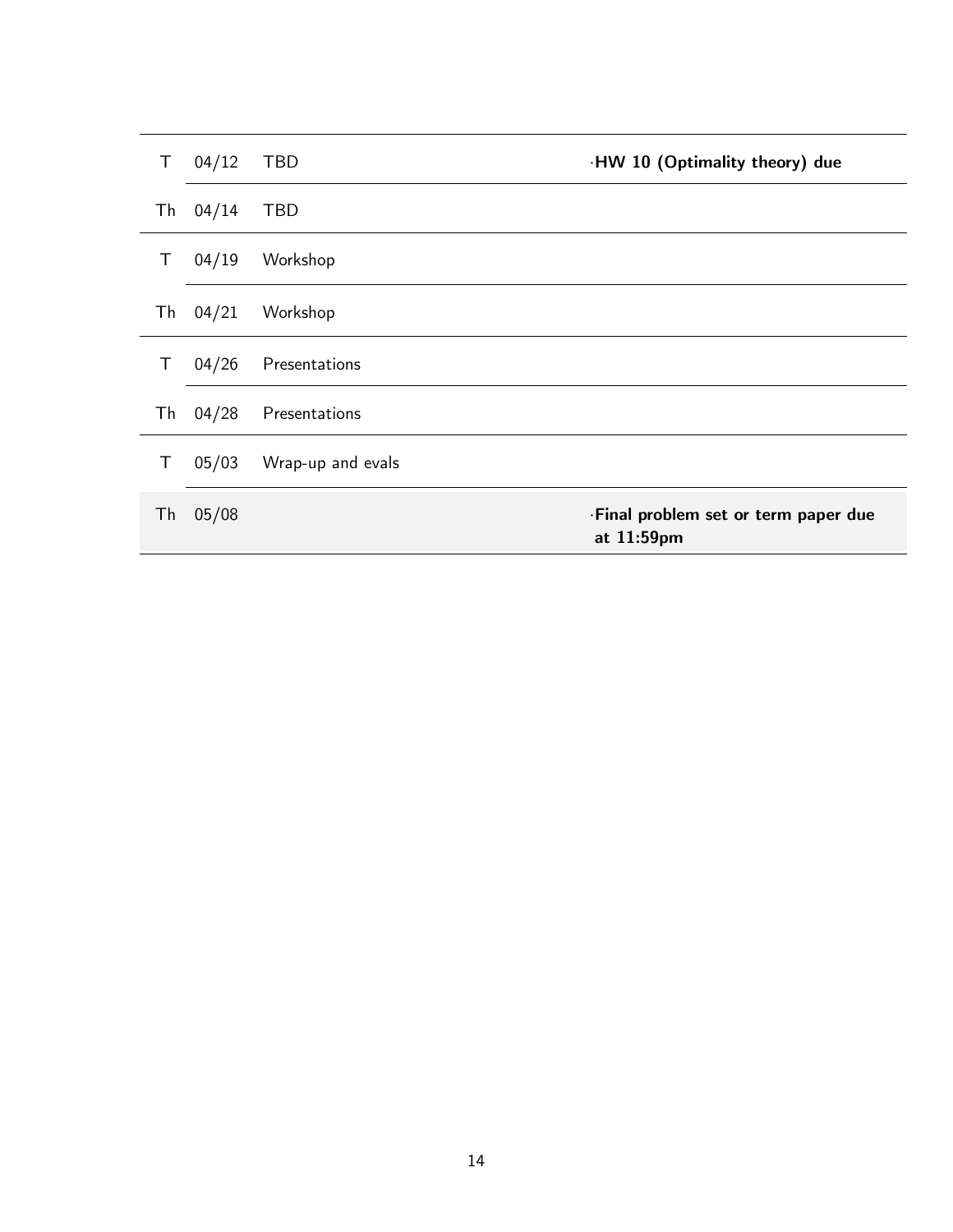| | | | |
|---|---|---|---|
| T | 04/12 | TBD | ·**HW 10 (Optimality theory) due** |
| Th | 04/14 | TBD | |
| T | 04/19 | Workshop | |
| Th | 04/21 | Workshop | |
| T | 04/26 | Presentations | |
| Th | 04/28 | Presentations | |
| T | 05/03 | Wrap-up and evals | |
| Th | 05/08 | | ·**Final problem set or term paper due at 11:59pm** |